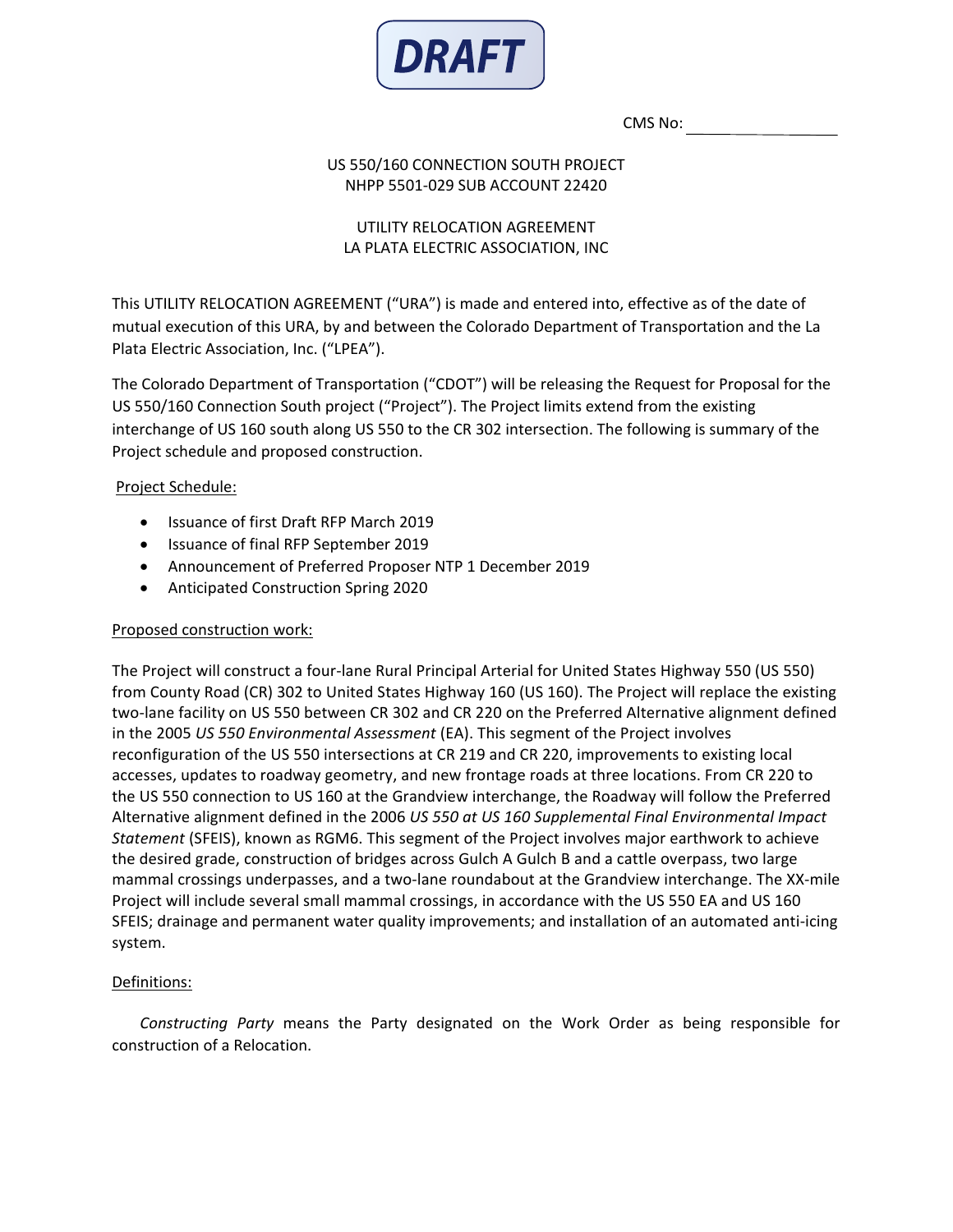**DRAFT**

CMS No: ____________

US 550/160 CONNECTION SOUTH PROJECT
NHPP 5501-029 SUB ACCOUNT 22420

UTILITY RELOCATION AGREEMENT
LA PLATA ELECTRIC ASSOCIATION, INC

This UTILITY RELOCATION AGREEMENT ("URA") is made and entered into, effective as of the date of mutual execution of this URA, by and between the Colorado Department of Transportation and the La Plata Electric Association, Inc. ("LPEA").

The Colorado Department of Transportation ("CDOT") will be releasing the Request for Proposal for the US 550/160 Connection South project ("Project"). The Project limits extend from the existing interchange of US 160 south along US 550 to the CR 302 intersection. The following is summary of the Project schedule and proposed construction.

Project Schedule:

- Issuance of first Draft RFP March 2019
- Issuance of final RFP September 2019
- Announcement of Preferred Proposer NTP 1 December 2019
- Anticipated Construction Spring 2020

Proposed construction work:

The Project will construct a four-lane Rural Principal Arterial for United States Highway 550 (US 550) from County Road (CR) 302 to United States Highway 160 (US 160). The Project will replace the existing two-lane facility on US 550 between CR 302 and CR 220 on the Preferred Alternative alignment defined in the 2005 *US 550 Environmental Assessment* (EA). This segment of the Project involves reconfiguration of the US 550 intersections at CR 219 and CR 220, improvements to existing local accesses, updates to roadway geometry, and new frontage roads at three locations. From CR 220 to the US 550 connection to US 160 at the Grandview interchange, the Roadway will follow the Preferred Alternative alignment defined in the 2006 *US 550 at US 160 Supplemental Final Environmental Impact Statement* (SFEIS), known as RGM6. This segment of the Project involves major earthwork to achieve the desired grade, construction of bridges across Gulch A Gulch B and a cattle overpass, two large mammal crossings underpasses, and a two-lane roundabout at the Grandview interchange. The XX-mile Project will include several small mammal crossings, in accordance with the US 550 EA and US 160 SFEIS; drainage and permanent water quality improvements; and installation of an automated anti-icing system.

Definitions:

*Constructing Party* means the Party designated on the Work Order as being responsible for construction of a Relocation.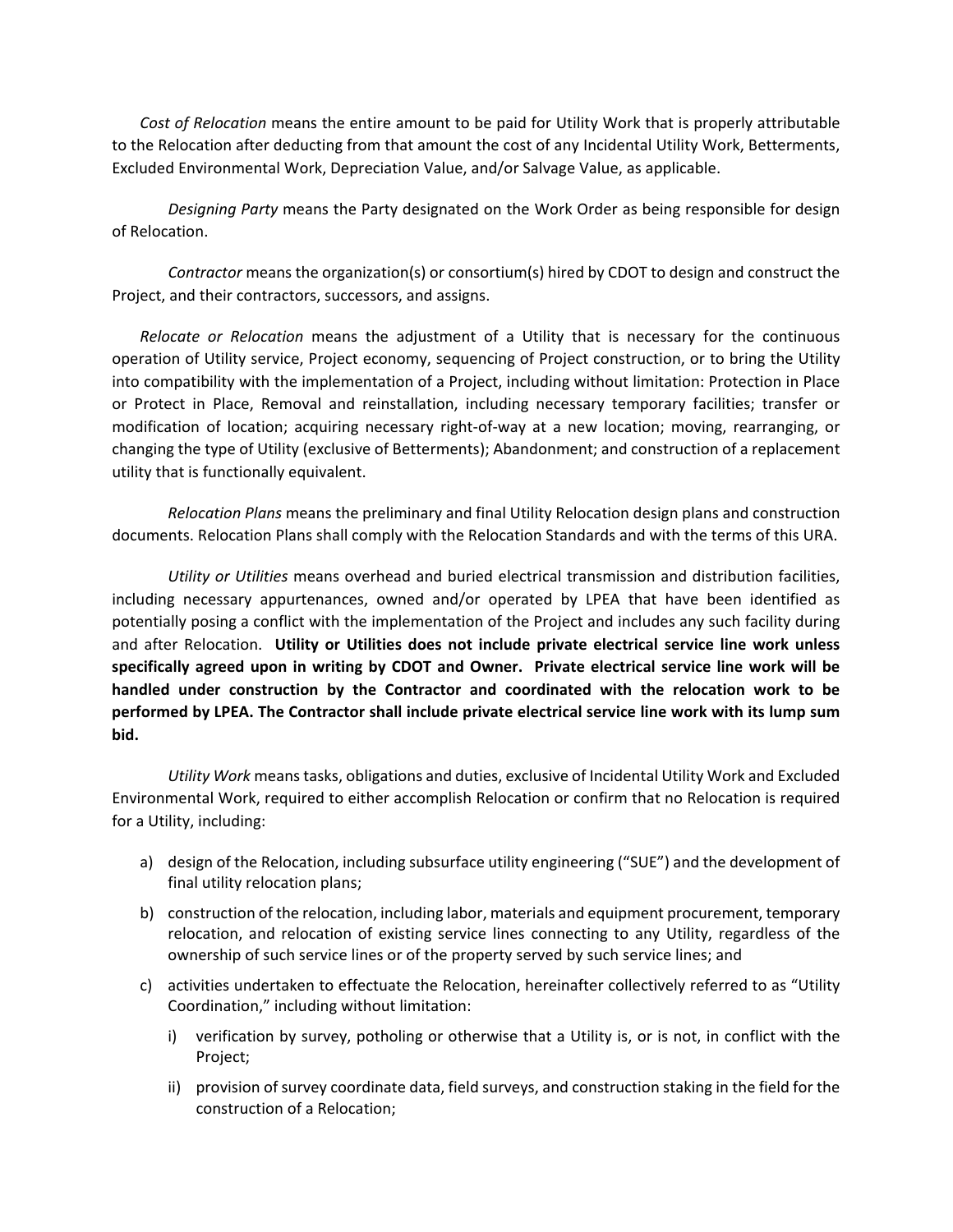*Cost of Relocation* means the entire amount to be paid for Utility Work that is properly attributable to the Relocation after deducting from that amount the cost of any Incidental Utility Work, Betterments, Excluded Environmental Work, Depreciation Value, and/or Salvage Value, as applicable.

*Designing Party* means the Party designated on the Work Order as being responsible for design of Relocation.

*Contractor* means the organization(s) or consortium(s) hired by CDOT to design and construct the Project, and their contractors, successors, and assigns.

*Relocate or Relocation* means the adjustment of a Utility that is necessary for the continuous operation of Utility service, Project economy, sequencing of Project construction, or to bring the Utility into compatibility with the implementation of a Project, including without limitation: Protection in Place or Protect in Place, Removal and reinstallation, including necessary temporary facilities; transfer or modification of location; acquiring necessary right-of-way at a new location; moving, rearranging, or changing the type of Utility (exclusive of Betterments); Abandonment; and construction of a replacement utility that is functionally equivalent.

*Relocation Plans* means the preliminary and final Utility Relocation design plans and construction documents. Relocation Plans shall comply with the Relocation Standards and with the terms of this URA.

*Utility or Utilities* means overhead and buried electrical transmission and distribution facilities, including necessary appurtenances, owned and/or operated by LPEA that have been identified as potentially posing a conflict with the implementation of the Project and includes any such facility during and after Relocation. **Utility or Utilities does not include private electrical service line work unless specifically agreed upon in writing by CDOT and Owner. Private electrical service line work will be handled under construction by the Contractor and coordinated with the relocation work to be performed by LPEA. The Contractor shall include private electrical service line work with its lump sum bid.**

*Utility Work* means tasks, obligations and duties, exclusive of Incidental Utility Work and Excluded Environmental Work, required to either accomplish Relocation or confirm that no Relocation is required for a Utility, including:

a) design of the Relocation, including subsurface utility engineering ("SUE") and the development of final utility relocation plans;

b) construction of the relocation, including labor, materials and equipment procurement, temporary relocation, and relocation of existing service lines connecting to any Utility, regardless of the ownership of such service lines or of the property served by such service lines; and

c) activities undertaken to effectuate the Relocation, hereinafter collectively referred to as "Utility Coordination," including without limitation:

   i) verification by survey, potholing or otherwise that a Utility is, or is not, in conflict with the Project;

   ii) provision of survey coordinate data, field surveys, and construction staking in the field for the construction of a Relocation;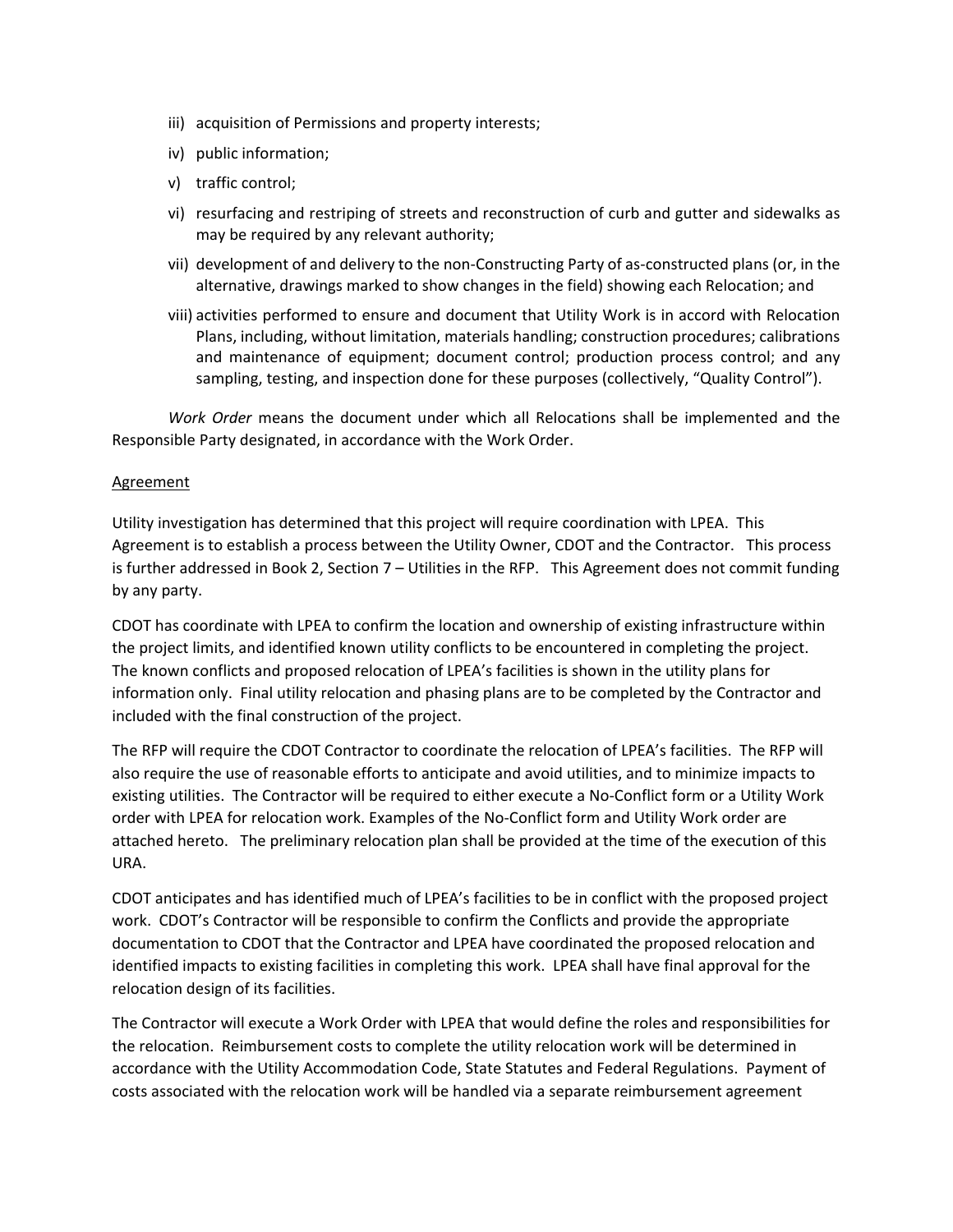iii) acquisition of Permissions and property interests;

iv) public information;

v) traffic control;

vi) resurfacing and restriping of streets and reconstruction of curb and gutter and sidewalks as may be required by any relevant authority;

vii) development of and delivery to the non-Constructing Party of as-constructed plans (or, in the alternative, drawings marked to show changes in the field) showing each Relocation; and

viii) activities performed to ensure and document that Utility Work is in accord with Relocation Plans, including, without limitation, materials handling; construction procedures; calibrations and maintenance of equipment; document control; production process control; and any sampling, testing, and inspection done for these purposes (collectively, "Quality Control").

*Work Order* means the document under which all Relocations shall be implemented and the Responsible Party designated, in accordance with the Work Order.

<u>Agreement</u>

Utility investigation has determined that this project will require coordination with LPEA. This Agreement is to establish a process between the Utility Owner, CDOT and the Contractor. This process is further addressed in Book 2, Section 7 – Utilities in the RFP. This Agreement does not commit funding by any party.

CDOT has coordinate with LPEA to confirm the location and ownership of existing infrastructure within the project limits, and identified known utility conflicts to be encountered in completing the project. The known conflicts and proposed relocation of LPEA's facilities is shown in the utility plans for information only. Final utility relocation and phasing plans are to be completed by the Contractor and included with the final construction of the project.

The RFP will require the CDOT Contractor to coordinate the relocation of LPEA's facilities. The RFP will also require the use of reasonable efforts to anticipate and avoid utilities, and to minimize impacts to existing utilities. The Contractor will be required to either execute a No-Conflict form or a Utility Work order with LPEA for relocation work. Examples of the No-Conflict form and Utility Work order are attached hereto. The preliminary relocation plan shall be provided at the time of the execution of this URA.

CDOT anticipates and has identified much of LPEA's facilities to be in conflict with the proposed project work. CDOT's Contractor will be responsible to confirm the Conflicts and provide the appropriate documentation to CDOT that the Contractor and LPEA have coordinated the proposed relocation and identified impacts to existing facilities in completing this work. LPEA shall have final approval for the relocation design of its facilities.

The Contractor will execute a Work Order with LPEA that would define the roles and responsibilities for the relocation. Reimbursement costs to complete the utility relocation work will be determined in accordance with the Utility Accommodation Code, State Statutes and Federal Regulations. Payment of costs associated with the relocation work will be handled via a separate reimbursement agreement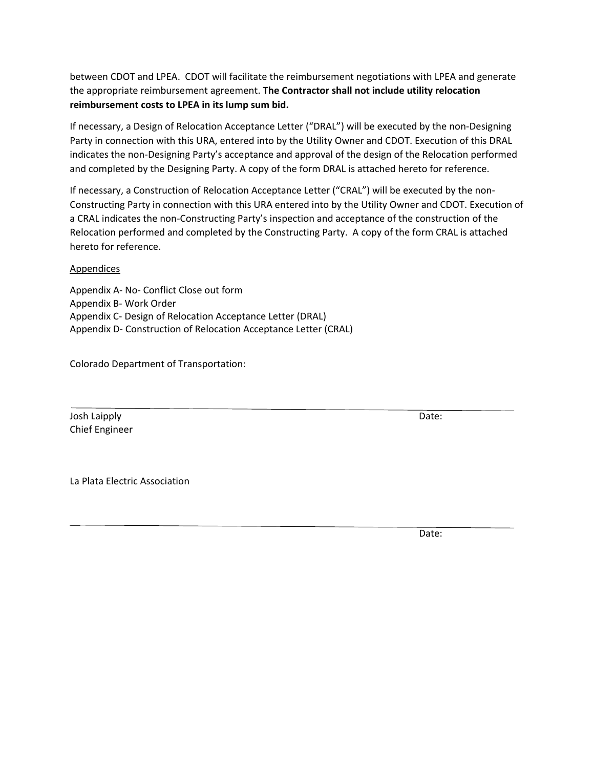between CDOT and LPEA. CDOT will facilitate the reimbursement negotiations with LPEA and generate the appropriate reimbursement agreement. **The Contractor shall not include utility relocation reimbursement costs to LPEA in its lump sum bid.**

If necessary, a Design of Relocation Acceptance Letter ("DRAL") will be executed by the non-Designing Party in connection with this URA, entered into by the Utility Owner and CDOT. Execution of this DRAL indicates the non-Designing Party's acceptance and approval of the design of the Relocation performed and completed by the Designing Party. A copy of the form DRAL is attached hereto for reference.

If necessary, a Construction of Relocation Acceptance Letter ("CRAL") will be executed by the non-Constructing Party in connection with this URA entered into by the Utility Owner and CDOT. Execution of a CRAL indicates the non-Constructing Party's inspection and acceptance of the construction of the Relocation performed and completed by the Constructing Party. A copy of the form CRAL is attached hereto for reference.

Appendices

Appendix A- No- Conflict Close out form
Appendix B- Work Order
Appendix C- Design of Relocation Acceptance Letter (DRAL)
Appendix D- Construction of Relocation Acceptance Letter (CRAL)

Colorado Department of Transportation:

______________________________________________________________________

Josh Laipply                                        Date:
Chief Engineer

La Plata Electric Association

______________________________________________________________________

Date: